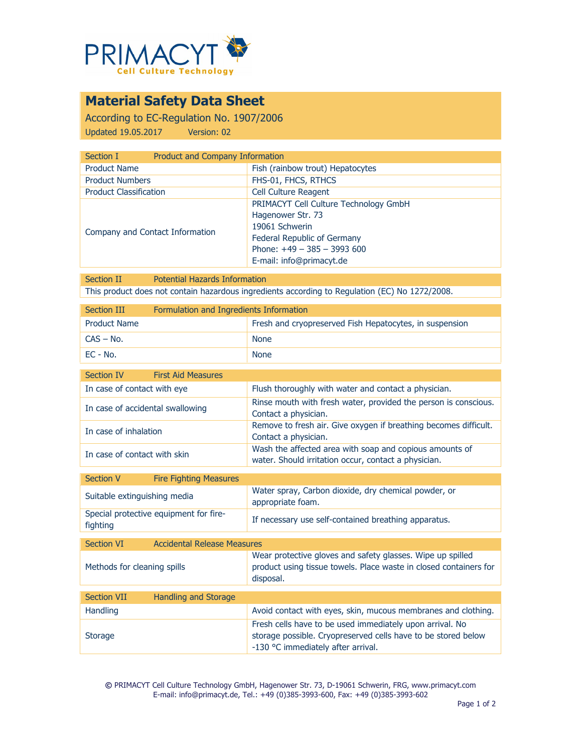PRIMACYT
Cell Culture Technology

# Material Safety Data Sheet

According to EC-Regulation No. 1907/2006

Updated 19.05.2017 Version: 02

| Section I | Product and Company Information |
|---|---|
| Product Name | Fish (rainbow trout) Hepatocytes |
| Product Numbers | FHS-01, FHCS, RTHCS |
| Product Classification | Cell Culture Reagent |
| Company and Contact Information | PRIMACYT Cell Culture Technology GmbH<br>Hagenower Str. 73<br>19061 Schwerin<br>Federal Republic of Germany<br>Phone: +49 – 385 – 3993 600<br>E-mail: info@primacyt.de |

| Section II | Potential Hazards Information |
|---|---|
| This product does not contain hazardous ingredients according to Regulation (EC) No 1272/2008. | |

| Section III | Formulation and Ingredients Information |
|---|---|
| Product Name | Fresh and cryopreserved Fish Hepatocytes, in suspension |
| CAS – No. | None |
| EC - No. | None |

| Section IV | First Aid Measures |
|---|---|
| In case of contact with eye | Flush thoroughly with water and contact a physician. |
| In case of accidental swallowing | Rinse mouth with fresh water, provided the person is conscious. Contact a physician. |
| In case of inhalation | Remove to fresh air. Give oxygen if breathing becomes difficult. Contact a physician. |
| In case of contact with skin | Wash the affected area with soap and copious amounts of water. Should irritation occur, contact a physician. |

| Section V | Fire Fighting Measures |
|---|---|
| Suitable extinguishing media | Water spray, Carbon dioxide, dry chemical powder, or appropriate foam. |
| Special protective equipment for fire-fighting | If necessary use self-contained breathing apparatus. |

| Section VI | Accidental Release Measures |
|---|---|
| Methods for cleaning spills | Wear protective gloves and safety glasses. Wipe up spilled product using tissue towels. Place waste in closed containers for disposal. |

| Section VII | Handling and Storage |
|---|---|
| Handling | Avoid contact with eyes, skin, mucous membranes and clothing. |
| Storage | Fresh cells have to be used immediately upon arrival. No storage possible. Cryopreserved cells have to be stored below -130 °C immediately after arrival. |

© PRIMACYT Cell Culture Technology GmbH, Hagenower Str. 73, D-19061 Schwerin, FRG, www.primacyt.com
E-mail: info@primacyt.de, Tel.: +49 (0)385-3993-600, Fax: +49 (0)385-3993-602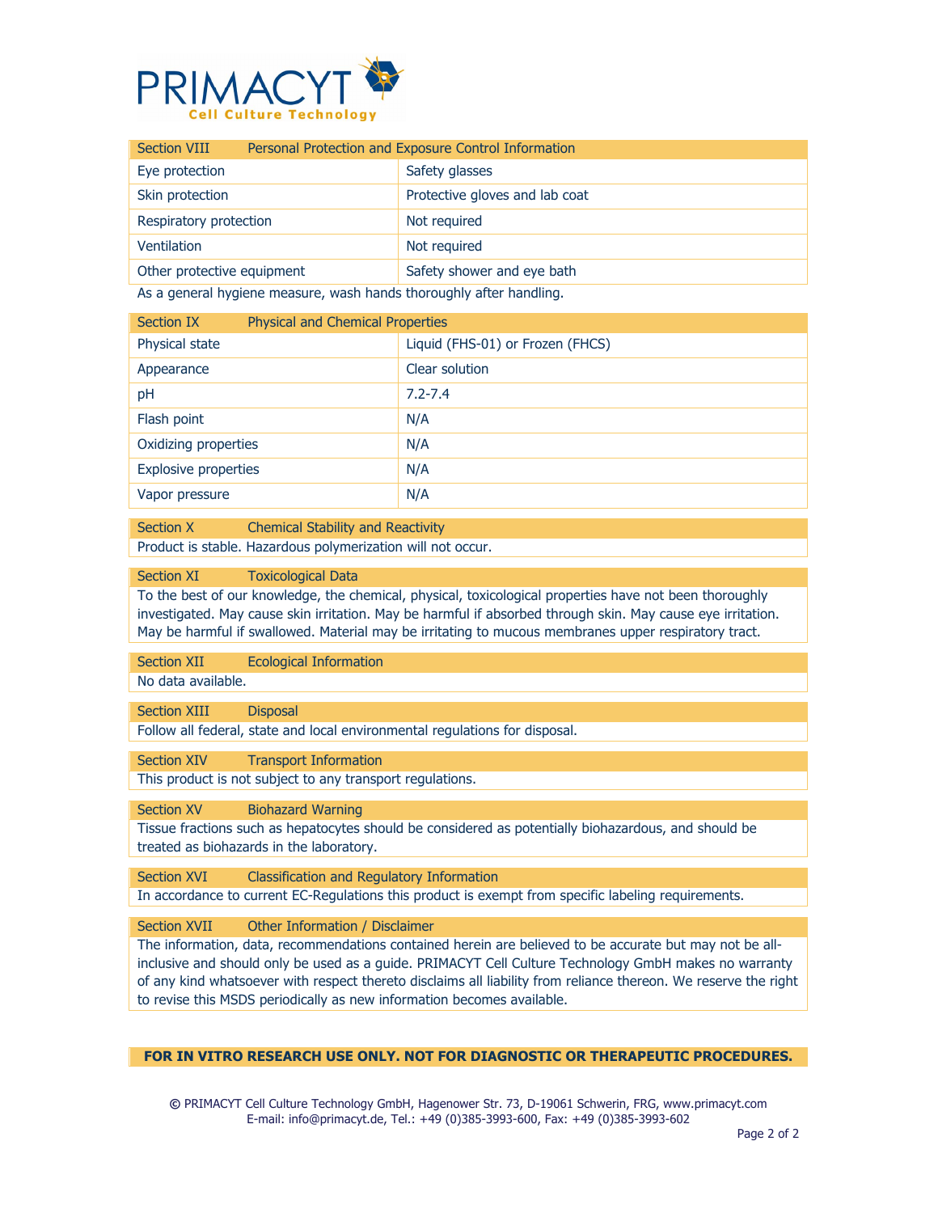## Section VIII Personal Protection and Exposure Control Information

| | |
|---|---|
| Eye protection | Safety glasses |
| Skin protection | Protective gloves and lab coat |
| Respiratory protection | Not required |
| Ventilation | Not required |
| Other protective equipment | Safety shower and eye bath |

As a general hygiene measure, wash hands thoroughly after handling.

## Section IX Physical and Chemical Properties

| | |
|---|---|
| Physical state | Liquid (FHS-01) or Frozen (FHCS) |
| Appearance | Clear solution |
| pH | 7.2-7.4 |
| Flash point | N/A |
| Oxidizing properties | N/A |
| Explosive properties | N/A |
| Vapor pressure | N/A |

## Section X Chemical Stability and Reactivity

Product is stable. Hazardous polymerization will not occur.

## Section XI Toxicological Data

To the best of our knowledge, the chemical, physical, toxicological properties have not been thoroughly investigated. May cause skin irritation. May be harmful if absorbed through skin. May cause eye irritation. May be harmful if swallowed. Material may be irritating to mucous membranes upper respiratory tract.

## Section XII Ecological Information

No data available.

## Section XIII Disposal

Follow all federal, state and local environmental regulations for disposal.

## Section XIV Transport Information

This product is not subject to any transport regulations.

## Section XV Biohazard Warning

Tissue fractions such as hepatocytes should be considered as potentially biohazardous, and should be treated as biohazards in the laboratory.

## Section XVI Classification and Regulatory Information

In accordance to current EC-Regulations this product is exempt from specific labeling requirements.

## Section XVII Other Information / Disclaimer

The information, data, recommendations contained herein are believed to be accurate but may not be all-inclusive and should only be used as a guide. PRIMACYT Cell Culture Technology GmbH makes no warranty of any kind whatsoever with respect thereto disclaims all liability from reliance thereon. We reserve the right to revise this MSDS periodically as new information becomes available.

**FOR IN VITRO RESEARCH USE ONLY. NOT FOR DIAGNOSTIC OR THERAPEUTIC PROCEDURES.**

© PRIMACYT Cell Culture Technology GmbH, Hagenower Str. 73, D-19061 Schwerin, FRG, www.primacyt.com
E-mail: info@primacyt.de, Tel.: +49 (0)385-3993-600, Fax: +49 (0)385-3993-602